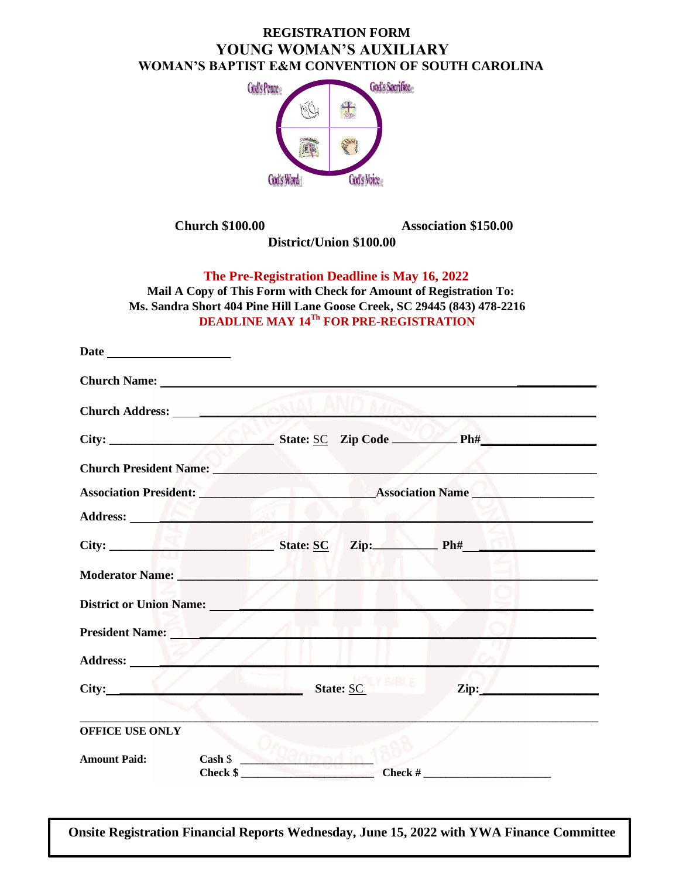# REGISTRATION FORM
## YOUNG WOMAN'S AUXILIARY
### WOMAN'S BAPTIST E&M CONVENTION OF SOUTH CAROLINA

God's Peace — God's Sacrifice — God's Word — God's Voice

**Church $100.00** **Association $150.00**

**District/Union $100.00**

**The Pre-Registration Deadline is May 16, 2022**

**Mail A Copy of This Form with Check for Amount of Registration To:**
**Ms. Sandra Short 404 Pine Hill Lane Goose Creek, SC 29445 (843) 478-2216**
**DEADLINE MAY 14[Th] FOR PRE-REGISTRATION**

**Date** ____________________

**Church Name:** ____________________________________________

**Church Address:** ____________________________________________

**City:** ____________________ **State:** SC **Zip Code** __________ **Ph#** ______________

**Church President Name:** ____________________________________________

**Association President:** ____________________ **Association Name** ______________

**Address:** ____________________________________________

**City:** ____________________ **State:** SC **Zip:** __________ **Ph#** ______________

**Moderator Name:** ____________________________________________

**District or Union Name:** ____________________________________________

**President Name:** ____________________________________________

**Address:** ____________________________________________

**City:** ____________________ **State:** SC **Zip:** ______________

---

**OFFICE USE ONLY**

**Amount Paid:** **Cash $** ____________________
**Check $** ____________________ **Check #** ____________________

**Onsite Registration Financial Reports Wednesday, June 15, 2022 with YWA Finance Committee**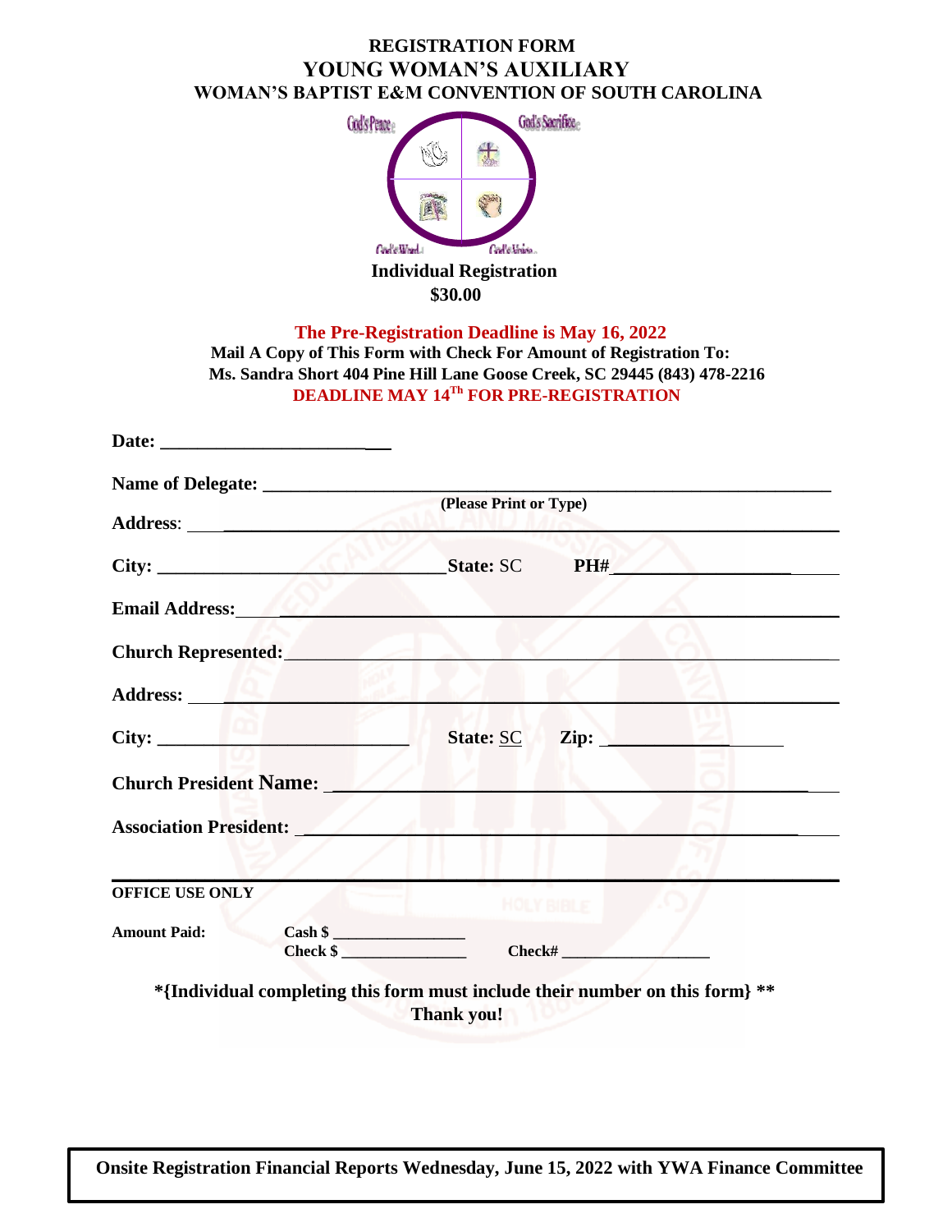# REGISTRATION FORM
## YOUNG WOMAN'S AUXILIARY
### WOMAN'S BAPTIST E&M CONVENTION OF SOUTH CAROLINA

God's Peace | God's Sacrifice | God's Word | God's Voice

**Individual Registration**

**$30.00**

**The Pre-Registration Deadline is May 16, 2022**

**Mail A Copy of This Form with Check For Amount of Registration To:**
**Ms. Sandra Short 404 Pine Hill Lane Goose Creek, SC 29445 (843) 478-2216**
**DEADLINE MAY 14[Th] FOR PRE-REGISTRATION**

**Date:** __________________________

**Name of Delegate:** ______________________________________________________
(Please Print or Type)

**Address:** ______________________________________________________

**City:** ______________________________ **State:** SC **PH#** ____________________

**Email Address:** ______________________________________________________

**Church Represented:** ______________________________________________________

**Address:** ______________________________________________________

**City:** ____________________________ **State:** SC **Zip:** ________________

**Church President Name:** ______________________________________________________

**Association President:** ______________________________________________________

**OFFICE USE ONLY**

**Amount Paid:** **Cash $** ________________
**Check $** ________________ **Check#** ____________________

**\*{Individual completing this form must include their number on this form} \*\***
**Thank you!**

**Onsite Registration Financial Reports Wednesday, June 15, 2022 with YWA Finance Committee**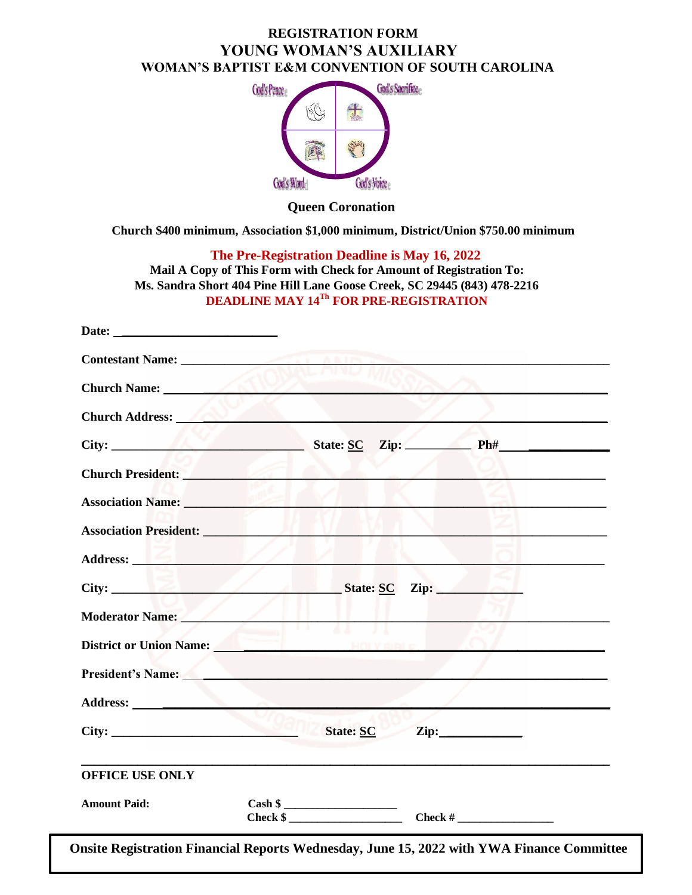# REGISTRATION FORM
## YOUNG WOMAN'S AUXILIARY
### WOMAN'S BAPTIST E&M CONVENTION OF SOUTH CAROLINA

God's Peace God's Sacrifice

God's Word God's Voice

**Queen Coronation**

**Church $400 minimum, Association $1,000 minimum, District/Union $750.00 minimum**

**The Pre-Registration Deadline is May 16, 2022**

**Mail A Copy of This Form with Check for Amount of Registration To:**
**Ms. Sandra Short 404 Pine Hill Lane Goose Creek, SC 29445 (843) 478-2216**

**DEADLINE MAY 14[Th] FOR PRE-REGISTRATION**

**Date:** ______________________

**Contestant Name:** ______________________

**Church Name:** ______________________

**Church Address:** ______________________

**City:** ______________________ **State:** **SC** **Zip:** __________ **Ph#** ______________

**Church President:** ______________________

**Association Name:** ______________________

**Association President:** ______________________

**Address:** ______________________

**City:** ______________________ **State:** **SC** **Zip:** __________

**Moderator Name:** ______________________

**District or Union Name:** ______________________

**President's Name:** ______________________

**Address:** ______________________

**City:** ______________________ **State:** **SC** **Zip:** __________

---

**OFFICE USE ONLY**

**Amount Paid:** **Cash $** ______________
**Check $** ______________ **Check #** ______________

**Onsite Registration Financial Reports Wednesday, June 15, 2022 with YWA Finance Committee**